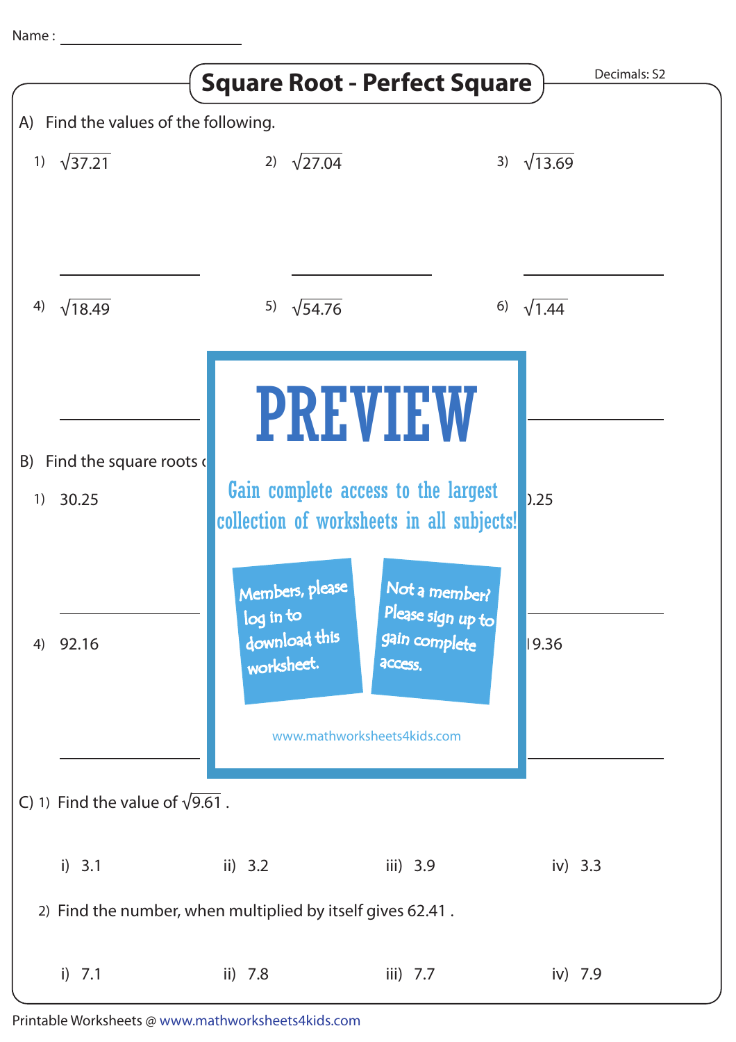Name : ____________________

# Square Root - Perfect Square

Decimals: S2

A) Find the values of the following.

1) $\sqrt{37.21}$

2) $\sqrt{27.04}$

3) $\sqrt{13.69}$

4) $\sqrt{18.49}$

5) $\sqrt{54.76}$

6) $\sqrt{1.44}$

PREVIEW

Gain complete access to the largest collection of worksheets in all subjects!

Members, please log in to download this worksheet.

Not a member? Please sign up to gain complete access.

www.mathworksheets4kids.com

B) Find the square roots c

1) 30.25

).25

4) 92.16

|9.36

C) 1) Find the value of $\sqrt{9.61}$ .

i) 3.1 ii) 3.2 iii) 3.9 iv) 3.3

2) Find the number, when multiplied by itself gives 62.41 .

i) 7.1 ii) 7.8 iii) 7.7 iv) 7.9

Printable Worksheets @ www.mathworksheets4kids.com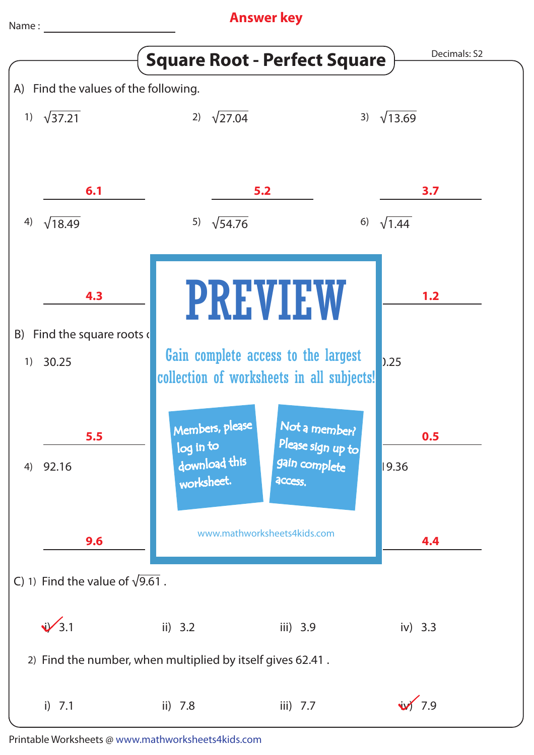Name : ______________

**Answer key**

# Square Root - Perfect Square

Decimals: S2

A) Find the values of the following.

1) $\sqrt{37.21}$ — **6.1**

2) $\sqrt{27.04}$ — **5.2**

3) $\sqrt{13.69}$ — **3.7**

4) $\sqrt{18.49}$ — **4.3**

5) $\sqrt{54.76}$

6) $\sqrt{1.44}$ — **1.2**

PREVIEW

Gain complete access to the largest collection of worksheets in all subjects!

Members, please log in to download this worksheet.

Not a member? Please sign up to gain complete access.

www.mathworksheets4kids.com

B) Find the square roots o

1) 30.25 — **5.5**

3) ).25 — **0.5**

4) 92.16 — **9.6**

6) )9.36 — **4.4**

C) 1) Find the value of $\sqrt{9.61}$ .

i) 3.1 ✓ ii) 3.2 iii) 3.9 iv) 3.3

2) Find the number, when multiplied by itself gives 62.41 .

i) 7.1 ii) 7.8 iii) 7.7 iv) 7.9 ✓

Printable Worksheets @ www.mathworksheets4kids.com